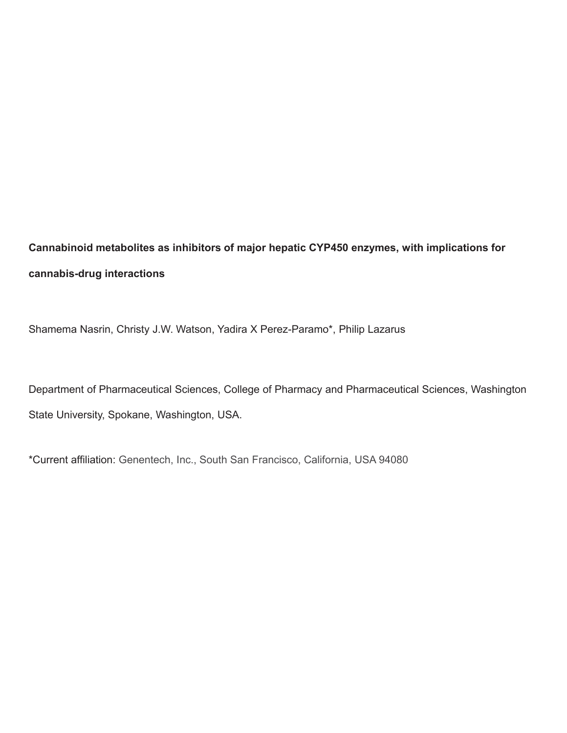**Cannabinoid metabolites as inhibitors of major hepatic CYP450 enzymes, with implications for cannabis-drug interactions**

Shamema Nasrin, Christy J.W. Watson, Yadira X Perez-Paramo*, Philip Lazarus

Department of Pharmaceutical Sciences, College of Pharmacy and Pharmaceutical Sciences, Washington State University, Spokane, Washington, USA.

*Current affiliation: Genentech, Inc., South San Francisco, California, USA 94080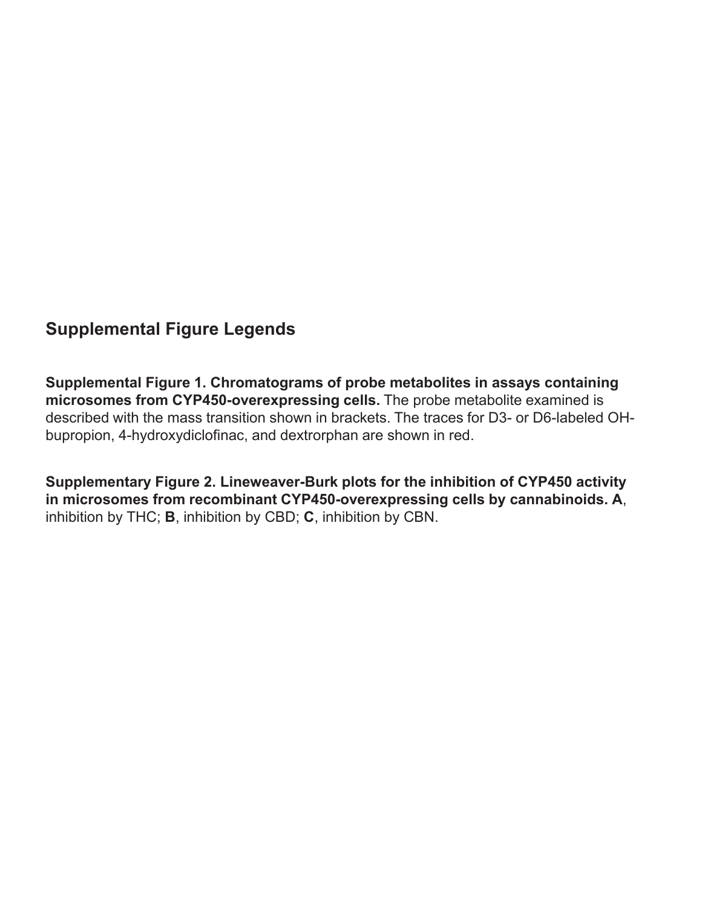## Supplemental Figure Legends

**Supplemental Figure 1. Chromatograms of probe metabolites in assays containing microsomes from CYP450-overexpressing cells.** The probe metabolite examined is described with the mass transition shown in brackets. The traces for D3- or D6-labeled OH-bupropion, 4-hydroxydiclofinac, and dextrorphan are shown in red.

**Supplementary Figure 2. Lineweaver-Burk plots for the inhibition of CYP450 activity in microsomes from recombinant CYP450-overexpressing cells by cannabinoids. A**, inhibition by THC; **B**, inhibition by CBD; **C**, inhibition by CBN.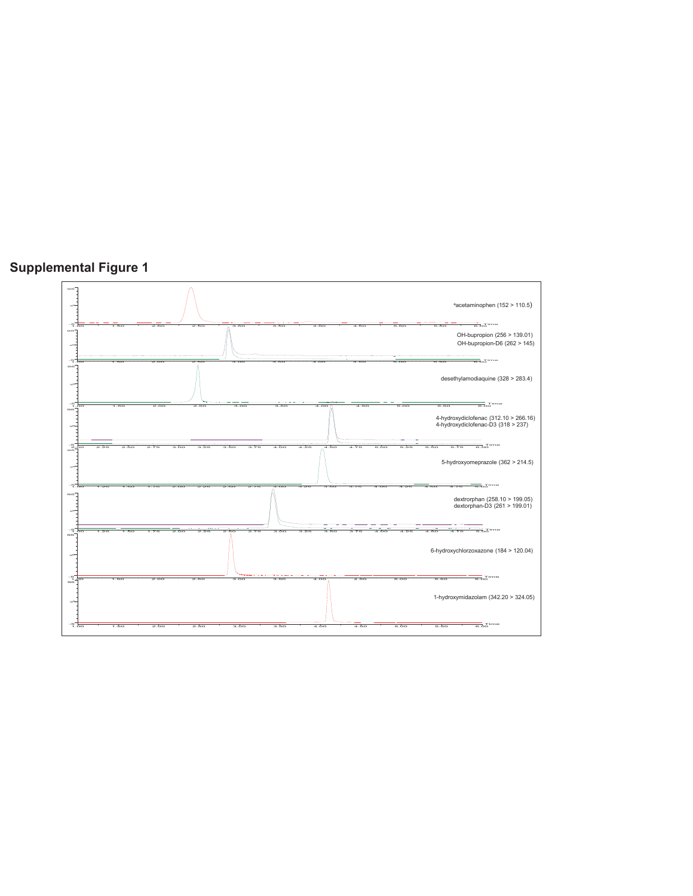# Supplemental Figure 1

[a]acetaminophen (152 > 110.5)

OH-bupropion (256 > 139.01)
OH-bupropion-D6 (262 > 145)

desethylamodiaquine (328 > 283.4)

4-hydroxydiclofenac (312.10 > 266.16)
4-hydroxydiclofenac-D3 (318 > 237)

5-hydroxyomeprazole (362 > 214.5)

dextrorphan (258.10 > 199.05)
dextorphan-D3 (261 > 199.01)

6-hydroxychlorzoxazone (184 > 120.04)

1-hydroxymidazolam (342.20 > 324.05)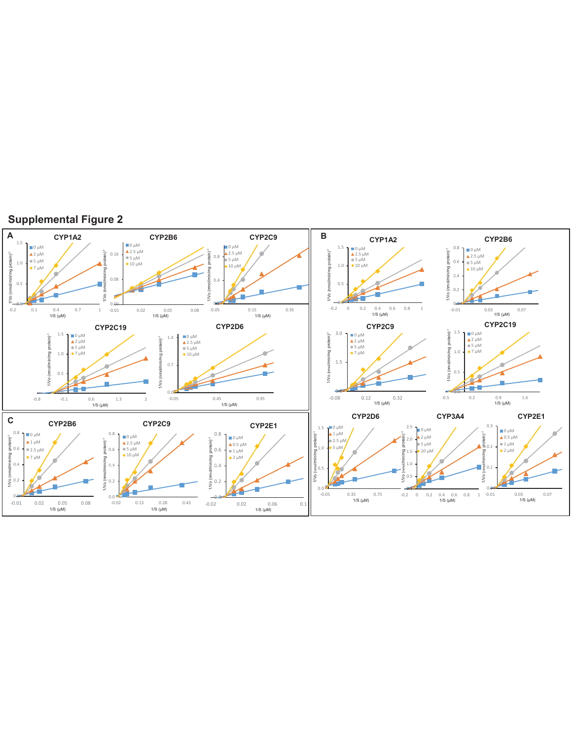# Supplemental Figure 2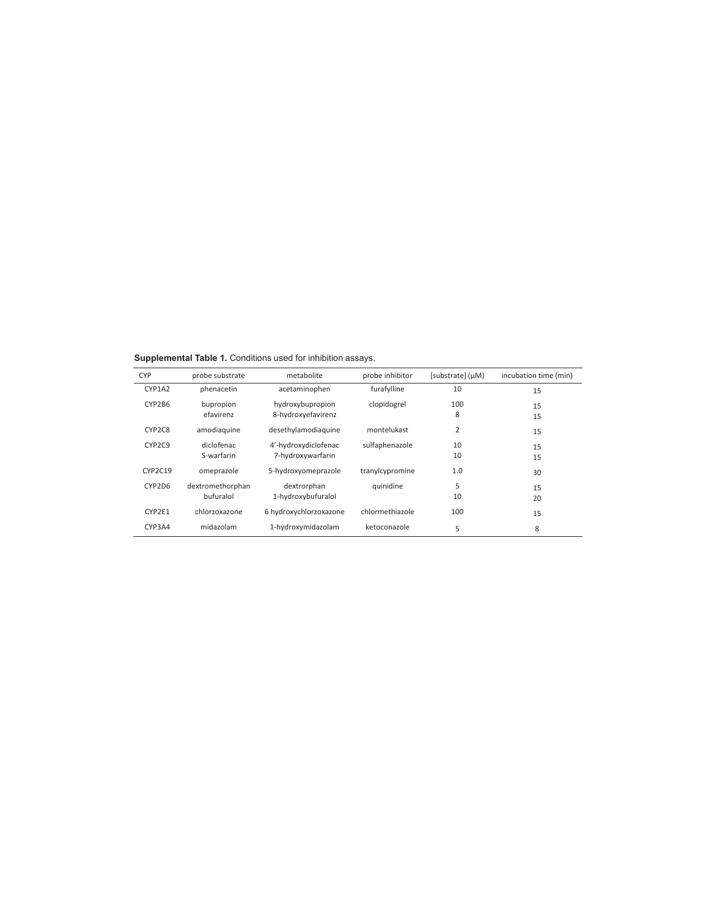**Supplemental Table 1.** Conditions used for inhibition assays.

| CYP | probe substrate | metabolite | probe inhibitor | [substrate] (μM) | incubation time (min) |
|---|---|---|---|---|---|
| CYP1A2 | phenacetin | acetaminophen | furafylline | 10 | 15 |
| CYP2B6 | bupropion | hydroxybupropion | clopidogrel | 100 | 15 |
| | efavirenz | 8-hydroxyefavirenz | | 8 | 15 |
| CYP2C8 | amodiaquine | desethylamodiaquine | montelukast | 2 | 15 |
| CYP2C9 | diclofenac | 4'-hydroxydiclofenac | sulfaphenazole | 10 | 15 |
| | S-warfarin | 7-hydroxywarfarin | | 10 | 15 |
| CYP2C19 | omeprazole | 5-hydroxyomeprazole | tranylcypromine | 1.0 | 30 |
| CYP2D6 | dextromethorphan | dextrorphan | quinidine | 5 | 15 |
| | bufuralol | 1-hydroxybufuralol | | 10 | 20 |
| CYP2E1 | chlorzoxazone | 6 hydroxychlorzoxazone | chlormethiazole | 100 | 15 |
| CYP3A4 | midazolam | 1-hydroxymidazolam | ketoconazole | 5 | 8 |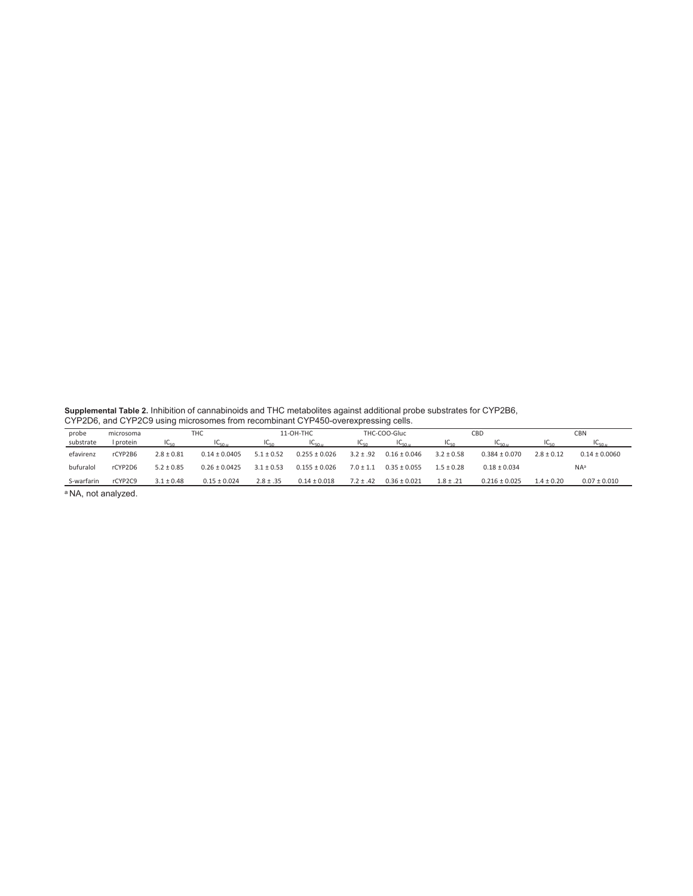**Supplemental Table 2.** Inhibition of cannabinoids and THC metabolites against additional probe substrates for CYP2B6, CYP2D6, and CYP2C9 using microsomes from recombinant CYP450-overexpressing cells.

| probe substrate | microsomal protein | THC | | 11-OH-THC | | THC-COO-Gluc | | CBD | | CBN | |
|---|---|---|---|---|---|---|---|---|---|---|---|
| | | $IC_{50}$ | $IC_{50,u}$ | $IC_{50}$ | $IC_{50,u}$ | $IC_{50}$ | $IC_{50,u}$ | $IC_{50}$ | $IC_{50,u}$ | $IC_{50}$ | $IC_{50,u}$ |
| efavirenz | rCYP2B6 | 2.8 ± 0.81 | 0.14 ± 0.0405 | 5.1 ± 0.52 | 0.255 ± 0.026 | 3.2 ± .92 | 0.16 ± 0.046 | 3.2 ± 0.58 | 0.384 ± 0.070 | 2.8 ± 0.12 | 0.14 ± 0.0060 |
| bufuralol | rCYP2D6 | 5.2 ± 0.85 | 0.26 ± 0.0425 | 3.1 ± 0.53 | 0.155 ± 0.026 | 7.0 ± 1.1 | 0.35 ± 0.055 | 1.5 ± 0.28 | 0.18 ± 0.034 | NA[a] | |
| S-warfarin | rCYP2C9 | 3.1 ± 0.48 | 0.15 ± 0.024 | 2.8 ± .35 | 0.14 ± 0.018 | 7.2 ± .42 | 0.36 ± 0.021 | 1.8 ± .21 | 0.216 ± 0.025 | 1.4 ± 0.20 | 0.07 ± 0.010 |

[a] NA, not analyzed.